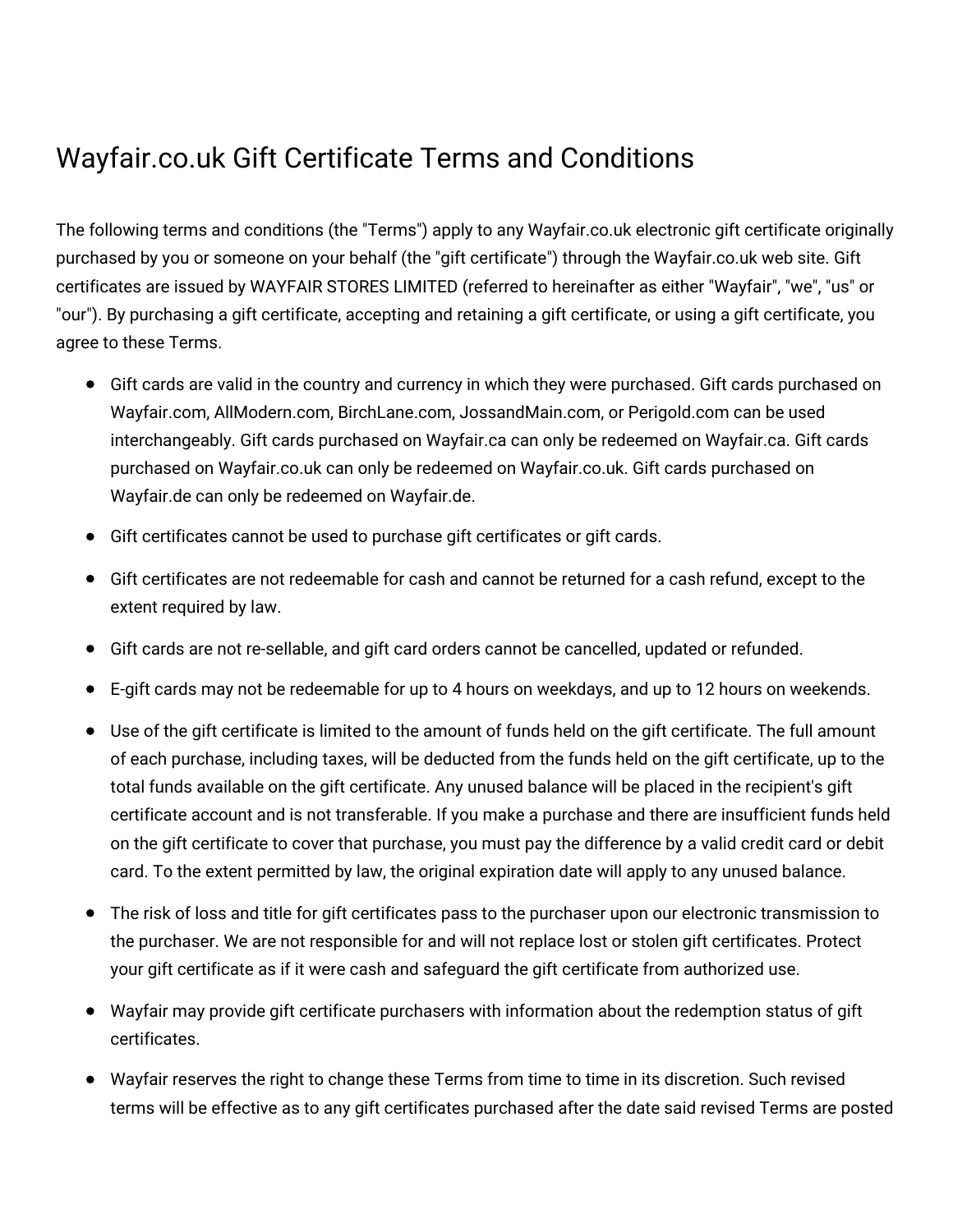# Wayfair.co.uk Gift Certificate Terms and Conditions

The following terms and conditions (the "Terms") apply to any Wayfair.co.uk electronic gift certificate originally purchased by you or someone on your behalf (the "gift certificate") through the Wayfair.co.uk web site. Gift certificates are issued by WAYFAIR STORES LIMITED (referred to hereinafter as either "Wayfair", "we", "us" or "our"). By purchasing a gift certificate, accepting and retaining a gift certificate, or using a gift certificate, you agree to these Terms.

- Gift cards are valid in the country and currency in which they were purchased. Gift cards purchased on Wayfair.com, AllModern.com, BirchLane.com, JossandMain.com, or Perigold.com can be used interchangeably. Gift cards purchased on Wayfair.ca can only be redeemed on Wayfair.ca. Gift cards purchased on Wayfair.co.uk can only be redeemed on Wayfair.co.uk. Gift cards purchased on Wayfair.de can only be redeemed on Wayfair.de.
- Gift certificates cannot be used to purchase gift certificates or gift cards.
- Gift certificates are not redeemable for cash and cannot be returned for a cash refund, except to the extent required by law.
- Gift cards are not re-sellable, and gift card orders cannot be cancelled, updated or refunded.
- E-gift cards may not be redeemable for up to 4 hours on weekdays, and up to 12 hours on weekends.
- Use of the gift certificate is limited to the amount of funds held on the gift certificate. The full amount of each purchase, including taxes, will be deducted from the funds held on the gift certificate, up to the total funds available on the gift certificate. Any unused balance will be placed in the recipient's gift certificate account and is not transferable. If you make a purchase and there are insufficient funds held on the gift certificate to cover that purchase, you must pay the difference by a valid credit card or debit card. To the extent permitted by law, the original expiration date will apply to any unused balance.
- The risk of loss and title for gift certificates pass to the purchaser upon our electronic transmission to the purchaser. We are not responsible for and will not replace lost or stolen gift certificates. Protect your gift certificate as if it were cash and safeguard the gift certificate from authorized use.
- Wayfair may provide gift certificate purchasers with information about the redemption status of gift certificates.
- Wayfair reserves the right to change these Terms from time to time in its discretion. Such revised terms will be effective as to any gift certificates purchased after the date said revised Terms are posted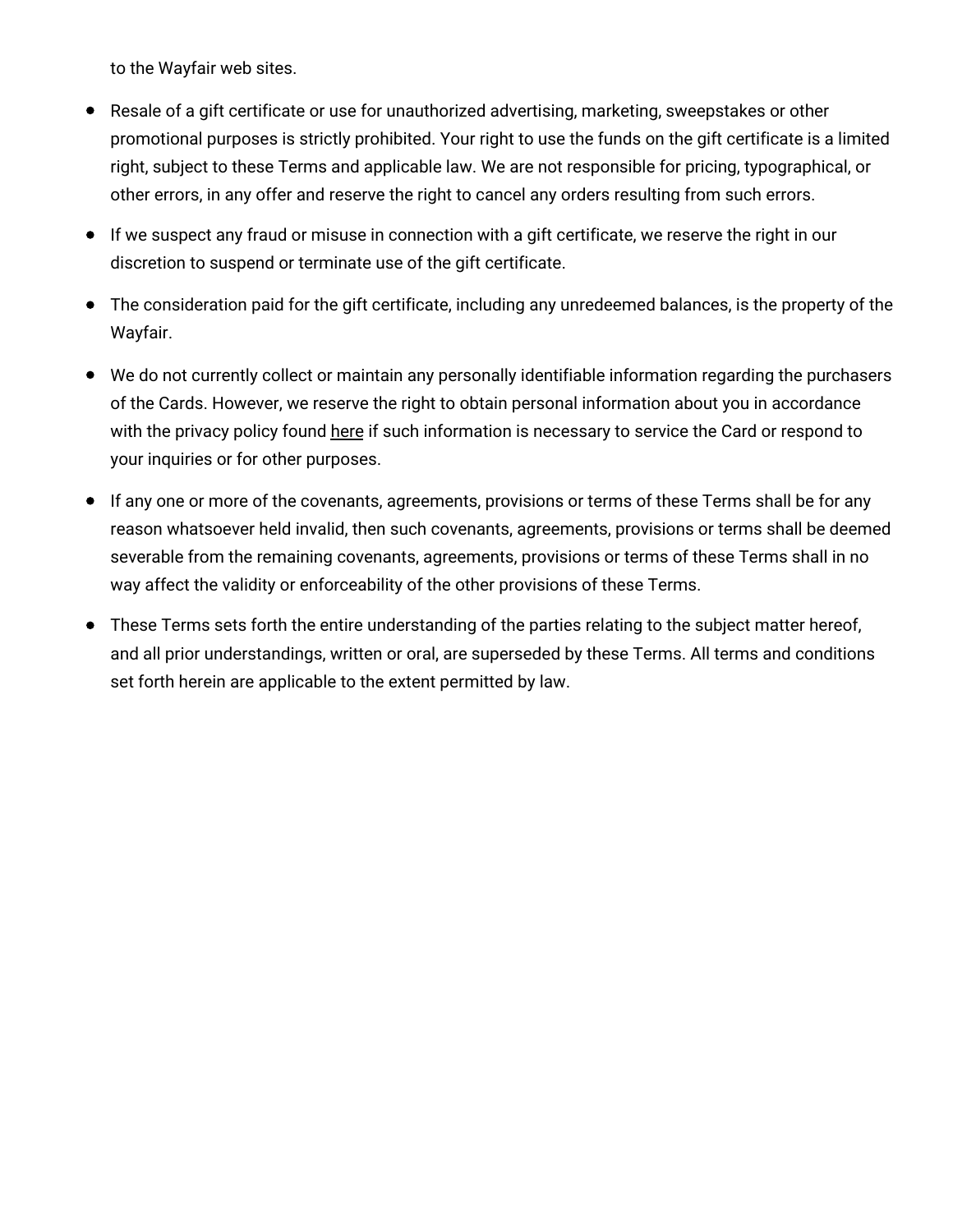to the Wayfair web sites.

- Resale of a gift certificate or use for unauthorized advertising, marketing, sweepstakes or other promotional purposes is strictly prohibited. Your right to use the funds on the gift certificate is a limited right, subject to these Terms and applicable law. We are not responsible for pricing, typographical, or other errors, in any offer and reserve the right to cancel any orders resulting from such errors.
- If we suspect any fraud or misuse in connection with a gift certificate, we reserve the right in our discretion to suspend or terminate use of the gift certificate.
- The consideration paid for the gift certificate, including any unredeemed balances, is the property of the Wayfair.
- We do not currently collect or maintain any personally identifiable information regarding the purchasers of the Cards. However, we reserve the right to obtain personal information about you in accordance with the privacy policy found here if such information is necessary to service the Card or respond to your inquiries or for other purposes.
- If any one or more of the covenants, agreements, provisions or terms of these Terms shall be for any reason whatsoever held invalid, then such covenants, agreements, provisions or terms shall be deemed severable from the remaining covenants, agreements, provisions or terms of these Terms shall in no way affect the validity or enforceability of the other provisions of these Terms.
- These Terms sets forth the entire understanding of the parties relating to the subject matter hereof, and all prior understandings, written or oral, are superseded by these Terms. All terms and conditions set forth herein are applicable to the extent permitted by law.